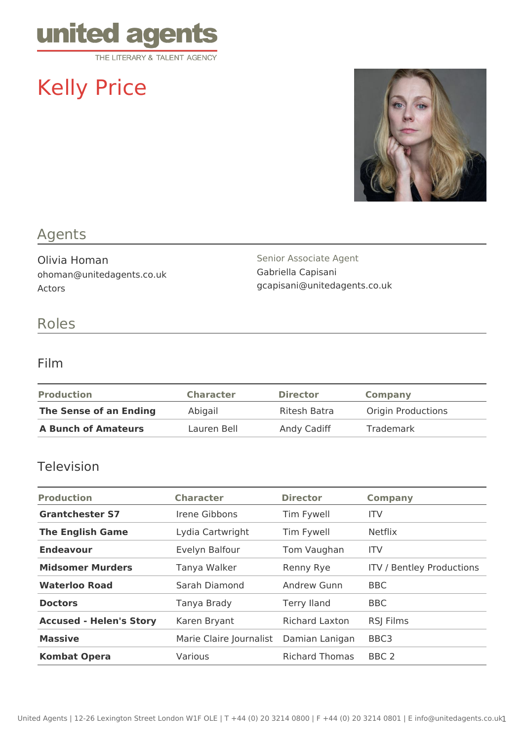# Kelly Price

## Agents

Olivia Homan
ohoman@unitedagents.co.uk
Actors

Senior Associate Agent
Gabriella Capisani
gcapisani@unitedagents.co.uk

## Roles

### Film

| Production | Character | Director | Company |
|---|---|---|---|
| **The Sense of an Ending** | Abigail | Ritesh Batra | Origin Productions |
| **A Bunch of Amateurs** | Lauren Bell | Andy Cadiff | Trademark |

### Television

| Production | Character | Director | Company |
|---|---|---|---|
| **Grantchester S7** | Irene Gibbons | Tim Fywell | ITV |
| **The English Game** | Lydia Cartwright | Tim Fywell | Netflix |
| **Endeavour** | Evelyn Balfour | Tom Vaughan | ITV |
| **Midsomer Murders** | Tanya Walker | Renny Rye | ITV / Bentley Productions |
| **Waterloo Road** | Sarah Diamond | Andrew Gunn | BBC |
| **Doctors** | Tanya Brady | Terry Iland | BBC |
| **Accused - Helen's Story** | Karen Bryant | Richard Laxton | RSJ Films |
| **Massive** | Marie Claire Journalist | Damian Lanigan | BBC3 |
| **Kombat Opera** | Various | Richard Thomas | BBC 2 |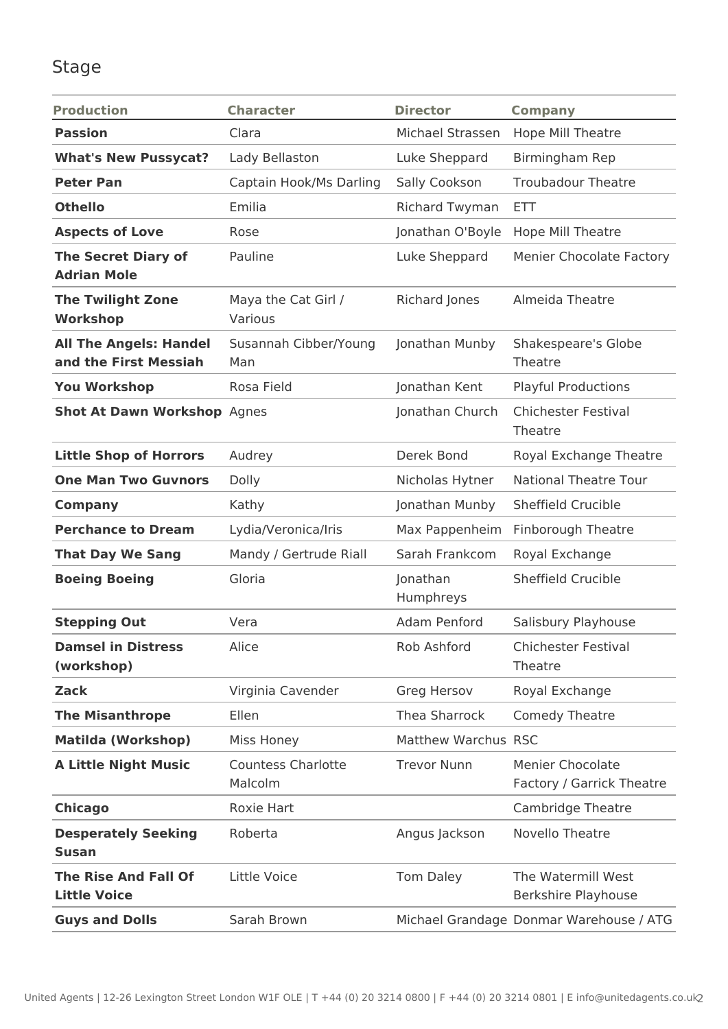## Stage

| Production | Character | Director | Company |
|---|---|---|---|
| **Passion** | Clara | Michael Strassen | Hope Mill Theatre |
| **What's New Pussycat?** | Lady Bellaston | Luke Sheppard | Birmingham Rep |
| **Peter Pan** | Captain Hook/Ms Darling | Sally Cookson | Troubadour Theatre |
| **Othello** | Emilia | Richard Twyman | ETT |
| **Aspects of Love** | Rose | Jonathan O'Boyle | Hope Mill Theatre |
| **The Secret Diary of Adrian Mole** | Pauline | Luke Sheppard | Menier Chocolate Factory |
| **The Twilight Zone Workshop** | Maya the Cat Girl / Various | Richard Jones | Almeida Theatre |
| **All The Angels: Handel and the First Messiah** | Susannah Cibber/Young Man | Jonathan Munby | Shakespeare's Globe Theatre |
| **You Workshop** | Rosa Field | Jonathan Kent | Playful Productions |
| **Shot At Dawn Workshop** | Agnes | Jonathan Church | Chichester Festival Theatre |
| **Little Shop of Horrors** | Audrey | Derek Bond | Royal Exchange Theatre |
| **One Man Two Guvnors** | Dolly | Nicholas Hytner | National Theatre Tour |
| **Company** | Kathy | Jonathan Munby | Sheffield Crucible |
| **Perchance to Dream** | Lydia/Veronica/Iris | Max Pappenheim | Finborough Theatre |
| **That Day We Sang** | Mandy / Gertrude Riall | Sarah Frankcom | Royal Exchange |
| **Boeing Boeing** | Gloria | Jonathan Humphreys | Sheffield Crucible |
| **Stepping Out** | Vera | Adam Penford | Salisbury Playhouse |
| **Damsel in Distress (workshop)** | Alice | Rob Ashford | Chichester Festival Theatre |
| **Zack** | Virginia Cavender | Greg Hersov | Royal Exchange |
| **The Misanthrope** | Ellen | Thea Sharrock | Comedy Theatre |
| **Matilda (Workshop)** | Miss Honey | Matthew Warchus | RSC |
| **A Little Night Music** | Countess Charlotte Malcolm | Trevor Nunn | Menier Chocolate Factory / Garrick Theatre |
| **Chicago** | Roxie Hart | | Cambridge Theatre |
| **Desperately Seeking Susan** | Roberta | Angus Jackson | Novello Theatre |
| **The Rise And Fall Of Little Voice** | Little Voice | Tom Daley | The Watermill West Berkshire Playhouse |
| **Guys and Dolls** | Sarah Brown | Michael Grandage | Donmar Warehouse / ATG |

United Agents | 12-26 Lexington Street London W1F OLE | T +44 (0) 20 3214 0800 | F +44 (0) 20 3214 0801 | E info@unitedagents.co.uk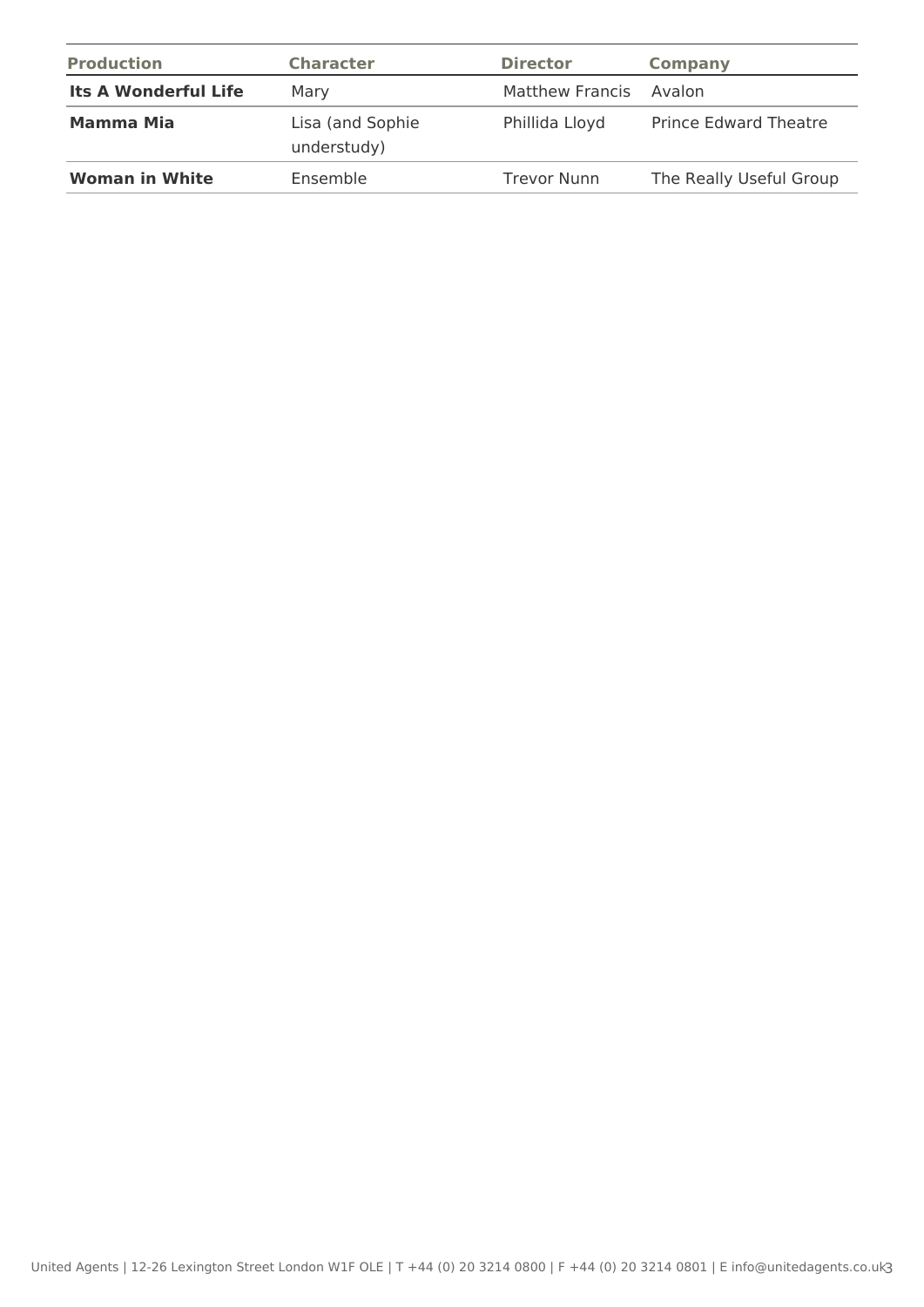| Production | Character | Director | Company |
|---|---|---|---|
| **Its A Wonderful Life** | Mary | Matthew Francis | Avalon |
| **Mamma Mia** | Lisa (and Sophie understudy) | Phillida Lloyd | Prince Edward Theatre |
| **Woman in White** | Ensemble | Trevor Nunn | The Really Useful Group |